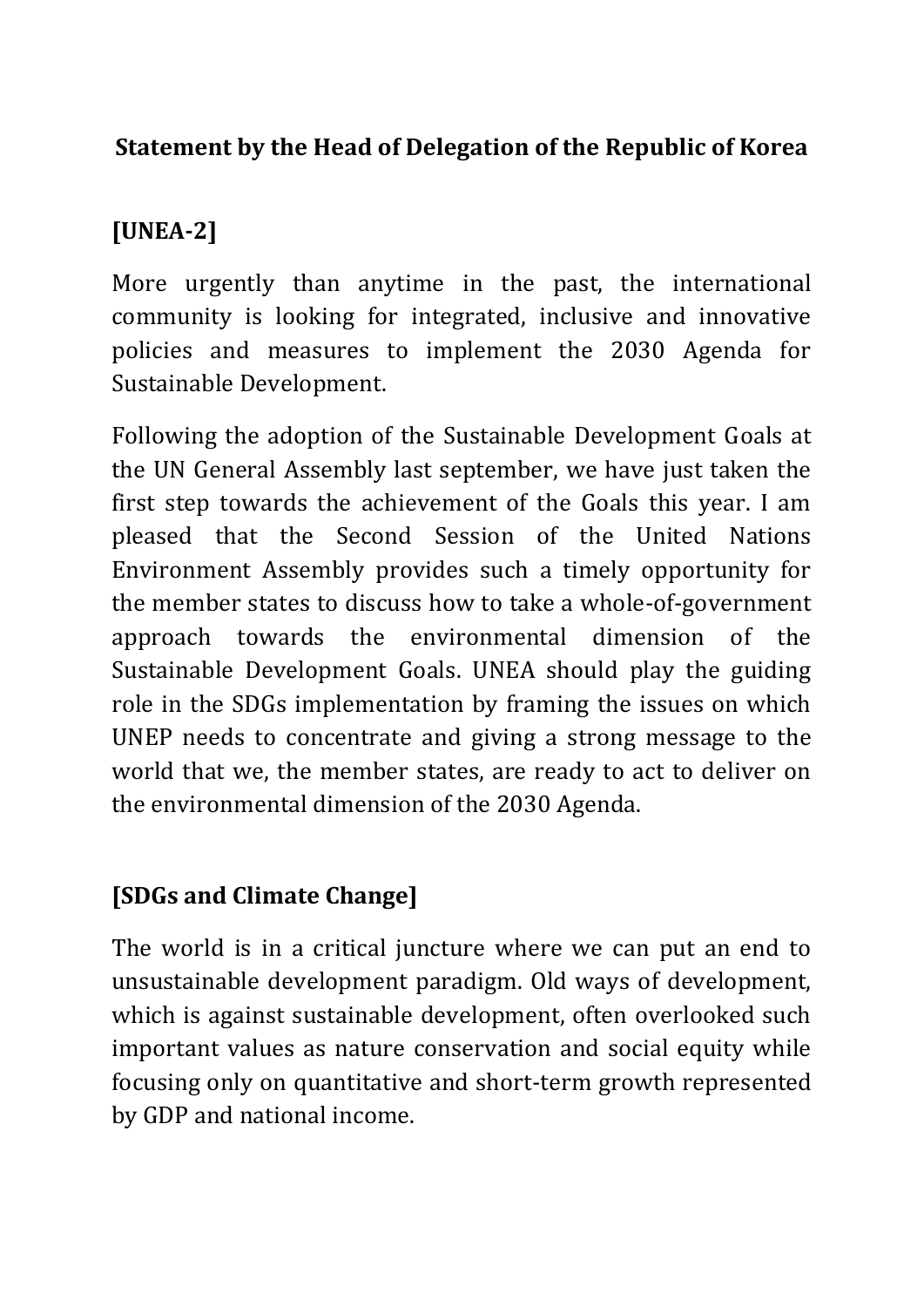**Statement by the Head of Delegation of the Republic of Korea**

**[UNEA-2]**

More urgently than anytime in the past, the international community is looking for integrated, inclusive and innovative policies and measures to implement the 2030 Agenda for Sustainable Development.

Following the adoption of the Sustainable Development Goals at the UN General Assembly last september, we have just taken the first step towards the achievement of the Goals this year. I am pleased that the Second Session of the United Nations Environment Assembly provides such a timely opportunity for the member states to discuss how to take a whole-of-government approach towards the environmental dimension of the Sustainable Development Goals. UNEA should play the guiding role in the SDGs implementation by framing the issues on which UNEP needs to concentrate and giving a strong message to the world that we, the member states, are ready to act to deliver on the environmental dimension of the 2030 Agenda.

**[SDGs and Climate Change]**

The world is in a critical juncture where we can put an end to unsustainable development paradigm. Old ways of development, which is against sustainable development, often overlooked such important values as nature conservation and social equity while focusing only on quantitative and short-term growth represented by GDP and national income.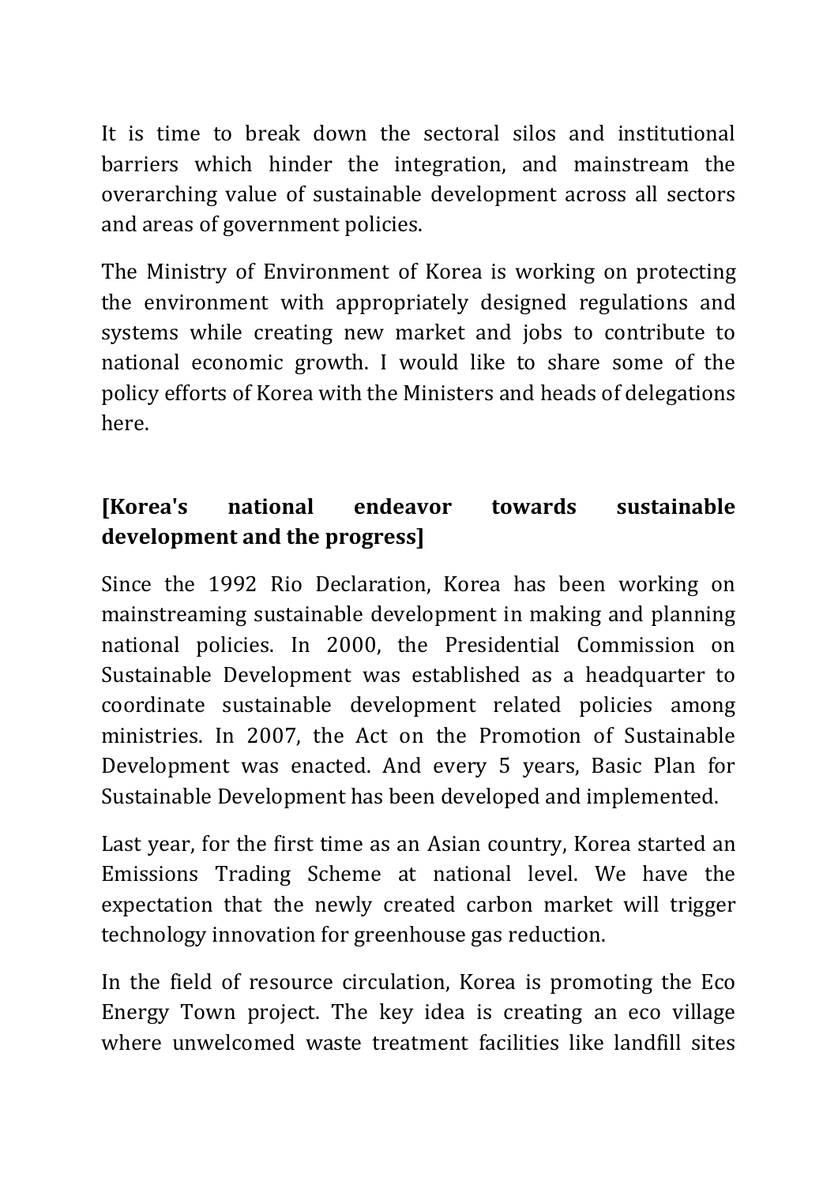It is time to break down the sectoral silos and institutional barriers which hinder the integration, and mainstream the overarching value of sustainable development across all sectors and areas of government policies.

The Ministry of Environment of Korea is working on protecting the environment with appropriately designed regulations and systems while creating new market and jobs to contribute to national economic growth. I would like to share some of the policy efforts of Korea with the Ministers and heads of delegations here.

**[Korea's national endeavor towards sustainable development and the progress]**

Since the 1992 Rio Declaration, Korea has been working on mainstreaming sustainable development in making and planning national policies. In 2000, the Presidential Commission on Sustainable Development was established as a headquarter to coordinate sustainable development related policies among ministries. In 2007, the Act on the Promotion of Sustainable Development was enacted. And every 5 years, Basic Plan for Sustainable Development has been developed and implemented.

Last year, for the first time as an Asian country, Korea started an Emissions Trading Scheme at national level. We have the expectation that the newly created carbon market will trigger technology innovation for greenhouse gas reduction.

In the field of resource circulation, Korea is promoting the Eco Energy Town project. The key idea is creating an eco village where unwelcomed waste treatment facilities like landfill sites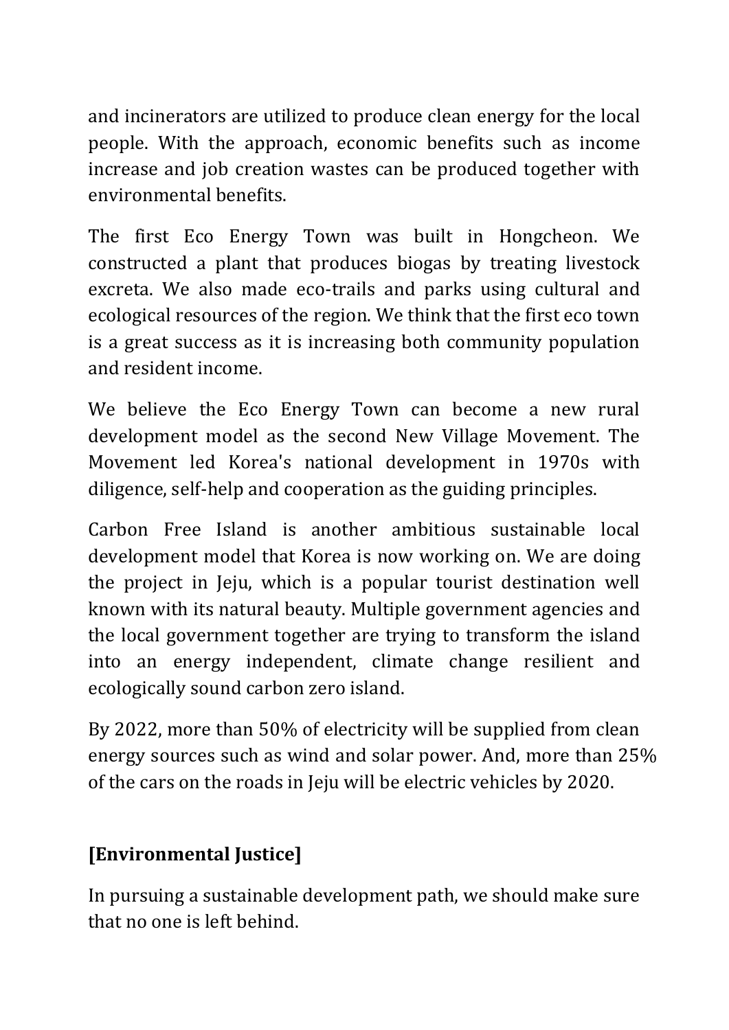and incinerators are utilized to produce clean energy for the local people. With the approach, economic benefits such as income increase and job creation wastes can be produced together with environmental benefits.

The first Eco Energy Town was built in Hongcheon. We constructed a plant that produces biogas by treating livestock excreta. We also made eco-trails and parks using cultural and ecological resources of the region. We think that the first eco town is a great success as it is increasing both community population and resident income.

We believe the Eco Energy Town can become a new rural development model as the second New Village Movement. The Movement led Korea's national development in 1970s with diligence, self-help and cooperation as the guiding principles.

Carbon Free Island is another ambitious sustainable local development model that Korea is now working on. We are doing the project in Jeju, which is a popular tourist destination well known with its natural beauty. Multiple government agencies and the local government together are trying to transform the island into an energy independent, climate change resilient and ecologically sound carbon zero island.

By 2022, more than 50% of electricity will be supplied from clean energy sources such as wind and solar power. And, more than 25% of the cars on the roads in Jeju will be electric vehicles by 2020.

## [Environmental Justice]

In pursuing a sustainable development path, we should make sure that no one is left behind.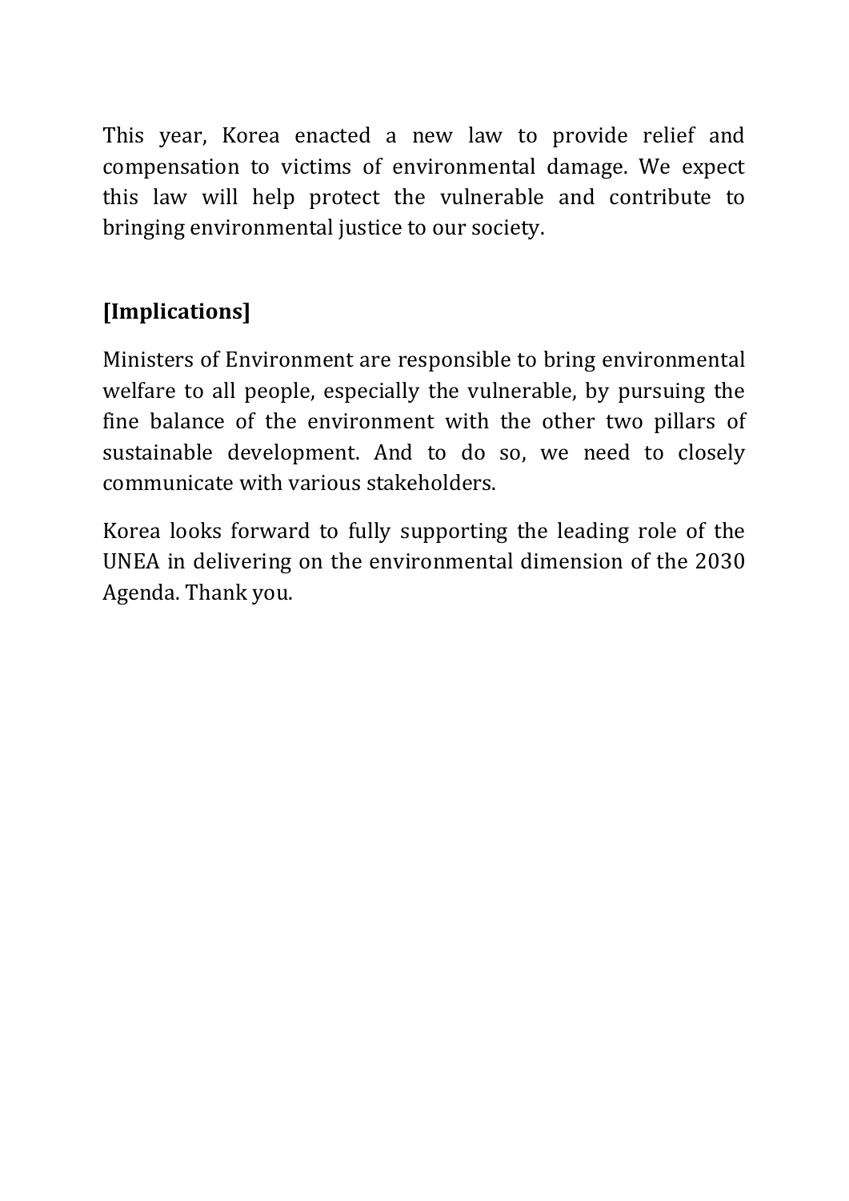This year, Korea enacted a new law to provide relief and compensation to victims of environmental damage. We expect this law will help protect the vulnerable and contribute to bringing environmental justice to our society.

**[Implications]**

Ministers of Environment are responsible to bring environmental welfare to all people, especially the vulnerable, by pursuing the fine balance of the environment with the other two pillars of sustainable development. And to do so, we need to closely communicate with various stakeholders.

Korea looks forward to fully supporting the leading role of the UNEA in delivering on the environmental dimension of the 2030 Agenda. Thank you.